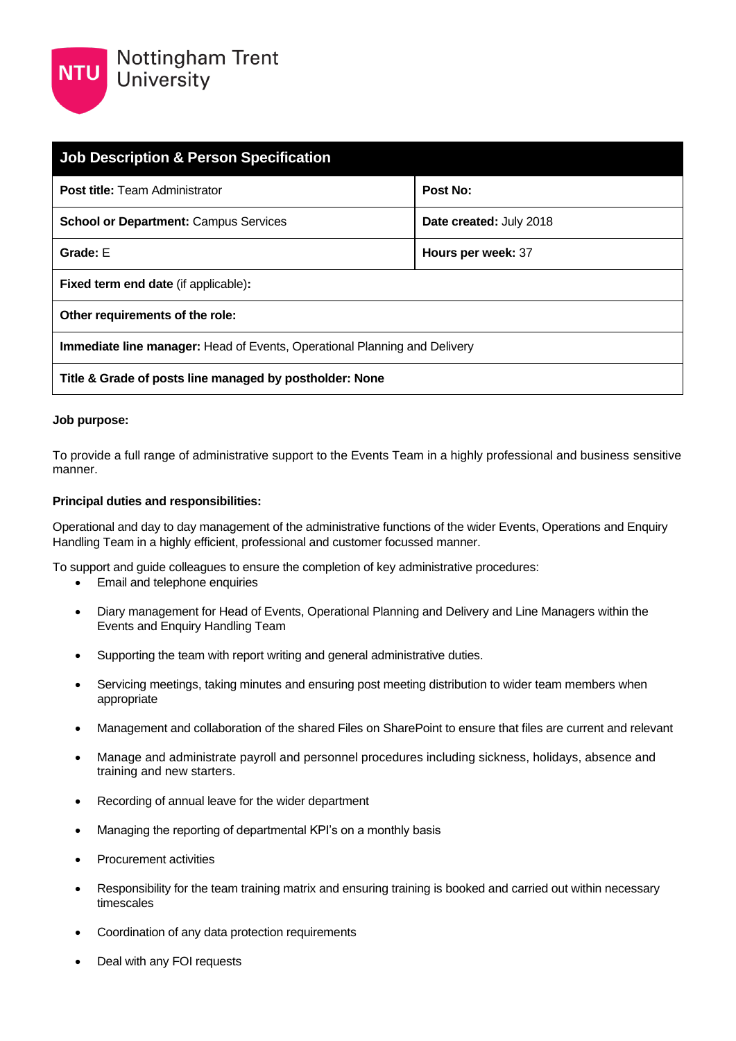Nottingham Trent University

| Job Description & Person Specification | |
|---|---|
| **Post title:** Team Administrator | **Post No:** |
| **School or Department:** Campus Services | **Date created:** July 2018 |
| **Grade:** E | **Hours per week:** 37 |
| **Fixed term end date** (if applicable)**:** | |
| **Other requirements of the role:** | |
| **Immediate line manager:** Head of Events, Operational Planning and Delivery | |
| **Title & Grade of posts line managed by postholder: None** | |

**Job purpose:**

To provide a full range of administrative support to the Events Team in a highly professional and business sensitive manner.

**Principal duties and responsibilities:**

Operational and day to day management of the administrative functions of the wider Events, Operations and Enquiry Handling Team in a highly efficient, professional and customer focussed manner.

To support and guide colleagues to ensure the completion of key administrative procedures:

- Email and telephone enquiries
- Diary management for Head of Events, Operational Planning and Delivery and Line Managers within the Events and Enquiry Handling Team
- Supporting the team with report writing and general administrative duties.
- Servicing meetings, taking minutes and ensuring post meeting distribution to wider team members when appropriate
- Management and collaboration of the shared Files on SharePoint to ensure that files are current and relevant
- Manage and administrate payroll and personnel procedures including sickness, holidays, absence and training and new starters.
- Recording of annual leave for the wider department
- Managing the reporting of departmental KPI's on a monthly basis
- Procurement activities
- Responsibility for the team training matrix and ensuring training is booked and carried out within necessary timescales
- Coordination of any data protection requirements
- Deal with any FOI requests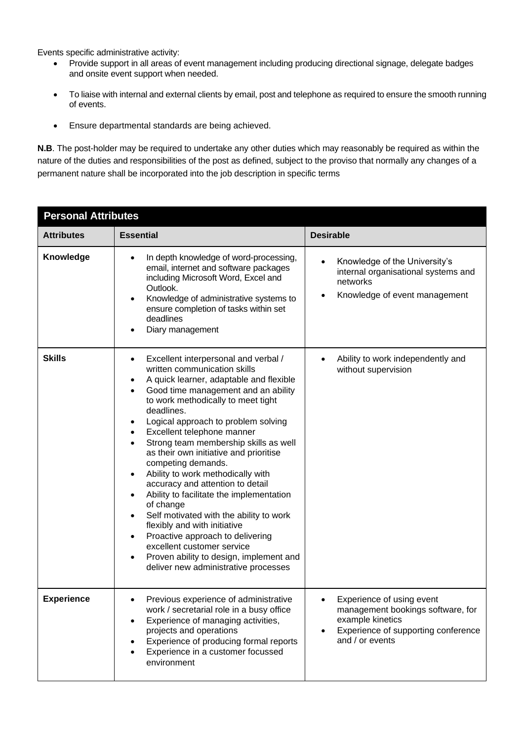Events specific administrative activity:

- Provide support in all areas of event management including producing directional signage, delegate badges and onsite event support when needed.
- To liaise with internal and external clients by email, post and telephone as required to ensure the smooth running of events.
- Ensure departmental standards are being achieved.

**N.B**. The post-holder may be required to undertake any other duties which may reasonably be required as within the nature of the duties and responsibilities of the post as defined, subject to the proviso that normally any changes of a permanent nature shall be incorporated into the job description in specific terms

| **Personal Attributes** | | |
|---|---|---|
| **Attributes** | **Essential** | **Desirable** |
| **Knowledge** | • In depth knowledge of word-processing, email, internet and software packages including Microsoft Word, Excel and Outlook.<br>• Knowledge of administrative systems to ensure completion of tasks within set deadlines<br>• Diary management | • Knowledge of the University's internal organisational systems and networks<br>• Knowledge of event management |
| **Skills** | • Excellent interpersonal and verbal / written communication skills<br>• A quick learner, adaptable and flexible<br>• Good time management and an ability to work methodically to meet tight deadlines.<br>• Logical approach to problem solving<br>• Excellent telephone manner<br>• Strong team membership skills as well as their own initiative and prioritise competing demands.<br>• Ability to work methodically with accuracy and attention to detail<br>• Ability to facilitate the implementation of change<br>• Self motivated with the ability to work flexibly and with initiative<br>• Proactive approach to delivering excellent customer service<br>• Proven ability to design, implement and deliver new administrative processes | • Ability to work independently and without supervision |
| **Experience** | • Previous experience of administrative work / secretarial role in a busy office<br>• Experience of managing activities, projects and operations<br>• Experience of producing formal reports<br>• Experience in a customer focussed environment | • Experience of using event management bookings software, for example kinetics<br>• Experience of supporting conference and / or events |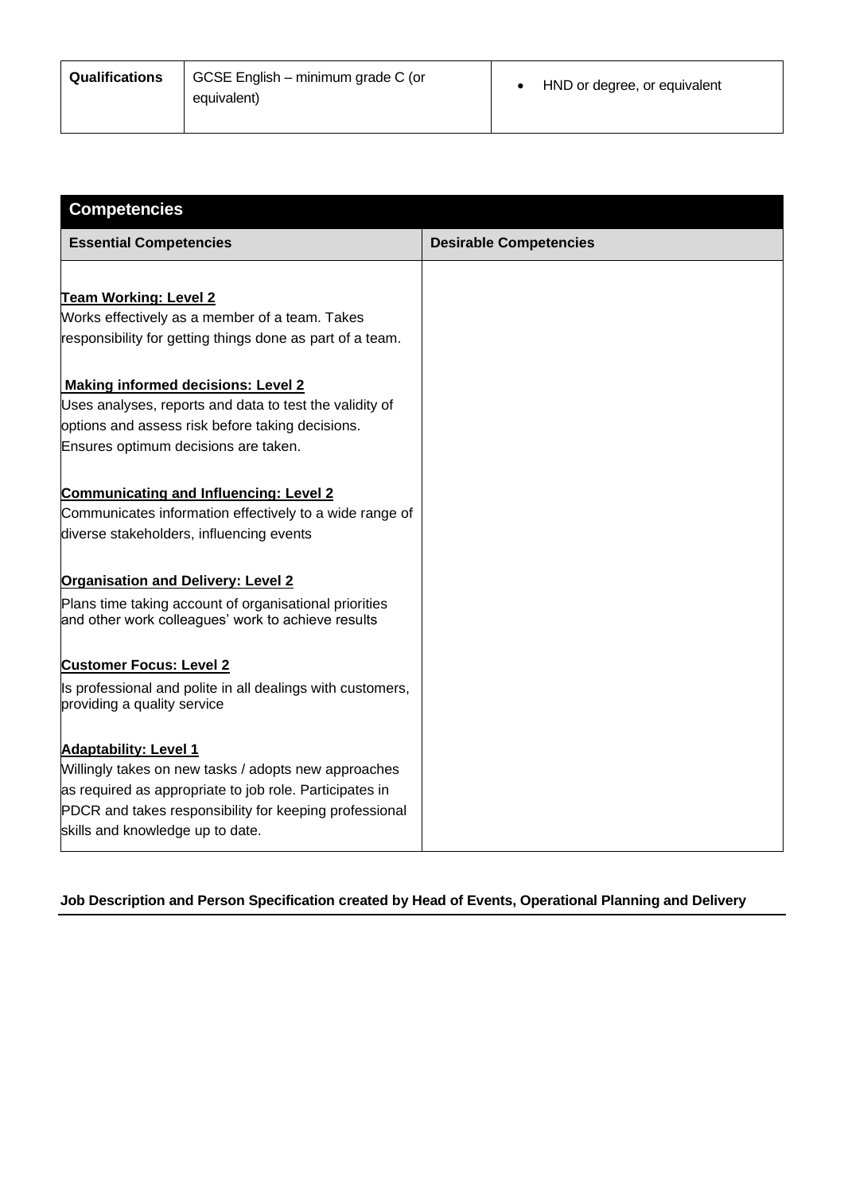| | | |
|---|---|---|
| **Qualifications** | GCSE English – minimum grade C (or equivalent) | • HND or degree, or equivalent |

| **Competencies** | |
|---|---|
| **Essential Competencies** | **Desirable Competencies** |
| **Team Working: Level 2**<br>Works effectively as a member of a team. Takes responsibility for getting things done as part of a team.<br><br>**Making informed decisions: Level 2**<br>Uses analyses, reports and data to test the validity of options and assess risk before taking decisions. Ensures optimum decisions are taken.<br><br>**Communicating and Influencing: Level 2**<br>Communicates information effectively to a wide range of diverse stakeholders, influencing events<br><br>**Organisation and Delivery: Level 2**<br>Plans time taking account of organisational priorities and other work colleagues' work to achieve results<br><br>**Customer Focus: Level 2**<br>Is professional and polite in all dealings with customers, providing a quality service<br><br>**Adaptability: Level 1**<br>Willingly takes on new tasks / adopts new approaches as required as appropriate to job role. Participates in PDCR and takes responsibility for keeping professional skills and knowledge up to date. | |

**Job Description and Person Specification created by Head of Events, Operational Planning and Delivery**